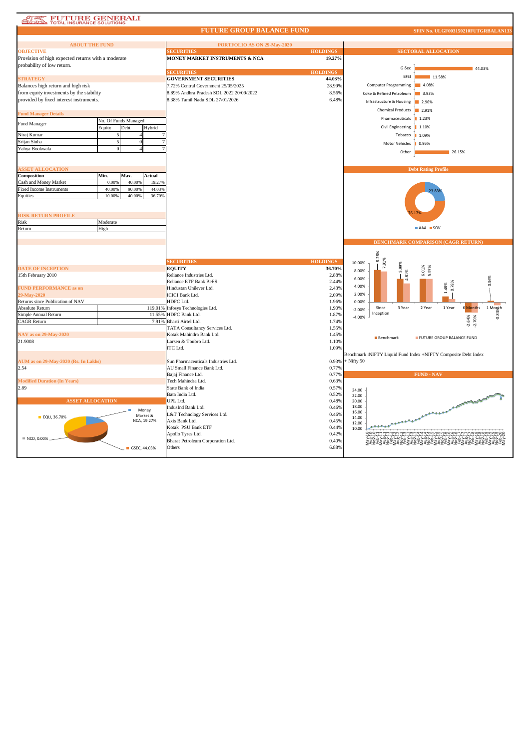# FUTURE GENERALI TOTAL INSURANCE SOLUTIONS

## FUTURE GROUP BALANCE FUND

SFIN No. ULGF003150210FUTGRBALAN133

### ABOUT THE FUND

**OBJECTIVE**

Provision of high expected returns with a moderate probability of low return.

**STRATEGY**

Balances high return and high risk from equity investments by the stability provided by fixed interest instruments.

**Fund Manager Details**

| Fund Manager | No. Of Funds Managed | | |
|---|---|---|---|
| | Equity | Debt | Hybrid |
| Niraj Kumar | 5 | 4 | 7 |
| Srijan Sinha | 5 | 0 | 7 |
| Yahya Bookwala | 0 | 4 | 7 |

**ASSET ALLOCATION**

| Composition | Min. | Max. | Actual |
|---|---|---|---|
| Cash and Money Market | 0.00% | 40.00% | 19.27% |
| Fixed Income Instruments | 40.00% | 90.00% | 44.03% |
| Equities | 10.00% | 40.00% | 36.70% |

**RISK RETURN PROFILE**

| | |
|---|---|
| Risk | Moderate |
| Return | High |

**DATE OF INCEPTION**

15th February 2010

**FUND PERFORMANCE as on 29-May-2020**

| Returns since Publication of NAV | |
|---|---|
| Absolute Return | 119.01% |
| Simple Annual Return | 11.55% |
| CAGR Return | 7.91% |

**NAV as on 29-May-2020**

21.9008

**AUM as on 29-May-2020 (Rs. In Lakhs)**

2.54

**Modified Duration (In Years)**

2.89

**ASSET ALLOCATION**

EQU, 36.70%; Money Market & NCA, 19.27%; NCD, 0.00%; GSEC, 44.03%

### PORTFOLIO AS ON 29-May-2020

| SECURITIES | HOLDINGS |
|---|---|
| **MONEY MARKET INSTRUMENTS & NCA** | **19.27%** |

| SECURITIES | HOLDINGS |
|---|---|
| **GOVERNMENT SECURITIES** | **44.03%** |
| 7.72% Central Government 25/05/2025 | 28.99% |
| 8.89% Andhra Pradesh SDL 2022 20/09/2022 | 8.56% |
| 8.38% Tamil Nadu SDL 27/01/2026 | 6.48% |

| SECURITIES | HOLDINGS |
|---|---|
| **EQUITY** | **36.70%** |
| Reliance Industries Ltd. | 2.88% |
| Reliance ETF Bank BeES | 2.44% |
| Hindustan Unilever Ltd. | 2.43% |
| ICICI Bank Ltd. | 2.09% |
| HDFC Ltd. | 1.96% |
| Infosys Technologies Ltd. | 1.90% |
| HDFC Bank Ltd. | 1.87% |
| Bharti Airtel Ltd. | 1.74% |
| TATA Consultancy Services Ltd. | 1.55% |
| Kotak Mahindra Bank Ltd. | 1.45% |
| Larsen & Toubro Ltd. | 1.10% |
| ITC Ltd. | 1.09% |
| Sun Pharmaceuticals Industries Ltd. | 0.93% |
| AU Small Finance Bank Ltd. | 0.77% |
| Bajaj Finance Ltd. | 0.77% |
| Tech Mahindra Ltd. | 0.63% |
| State Bank of India | 0.57% |
| Bata India Ltd. | 0.52% |
| UPL Ltd. | 0.48% |
| IndusInd Bank Ltd. | 0.46% |
| L&T Technology Services Ltd. | 0.46% |
| Axis Bank Ltd. | 0.45% |
| Kotak PSU Bank ETF | 0.44% |
| Apollo Tyres Ltd. | 0.42% |
| Bharat Petroleum Corporation Ltd. | 0.40% |
| Others | 6.88% |

### SECTORAL ALLOCATION

| Sector | Allocation |
|---|---|
| G-Sec | 44.03% |
| BFSI | 11.58% |
| Computer Programming | 4.08% |
| Coke & Refined Petroleum | 3.93% |
| Infrastructure & Housing | 2.96% |
| Chemical Products | 2.91% |
| Pharmaceuticals | 1.23% |
| Civil Engineering | 1.10% |
| Tobacco | 1.09% |
| Motor Vehicles | 0.95% |
| Other | 26.15% |

### Debt Rating Profile

AAA: 23.83%; SOV: 76.17%

### BENCHMARK COMPARISON (CAGR RETURN)

| | Since Inception | 3 Year | 2 Year | 1 Year | 6 Months | 1 Month |
|---|---|---|---|---|---|---|
| Benchmark | 8.28% | 5.99% | 6.01% | 1.48% | -2.64% | 0.36% |
| FUTURE GROUP BALANCE FUND | 7.91% | 4.81% | 5.97% | 0.78% | -2.70% | -0.83% |

Benchmark :NIFTY Liquid Fund Index +NIFTY Composite Debt Index + Nifty 50

### FUND - NAV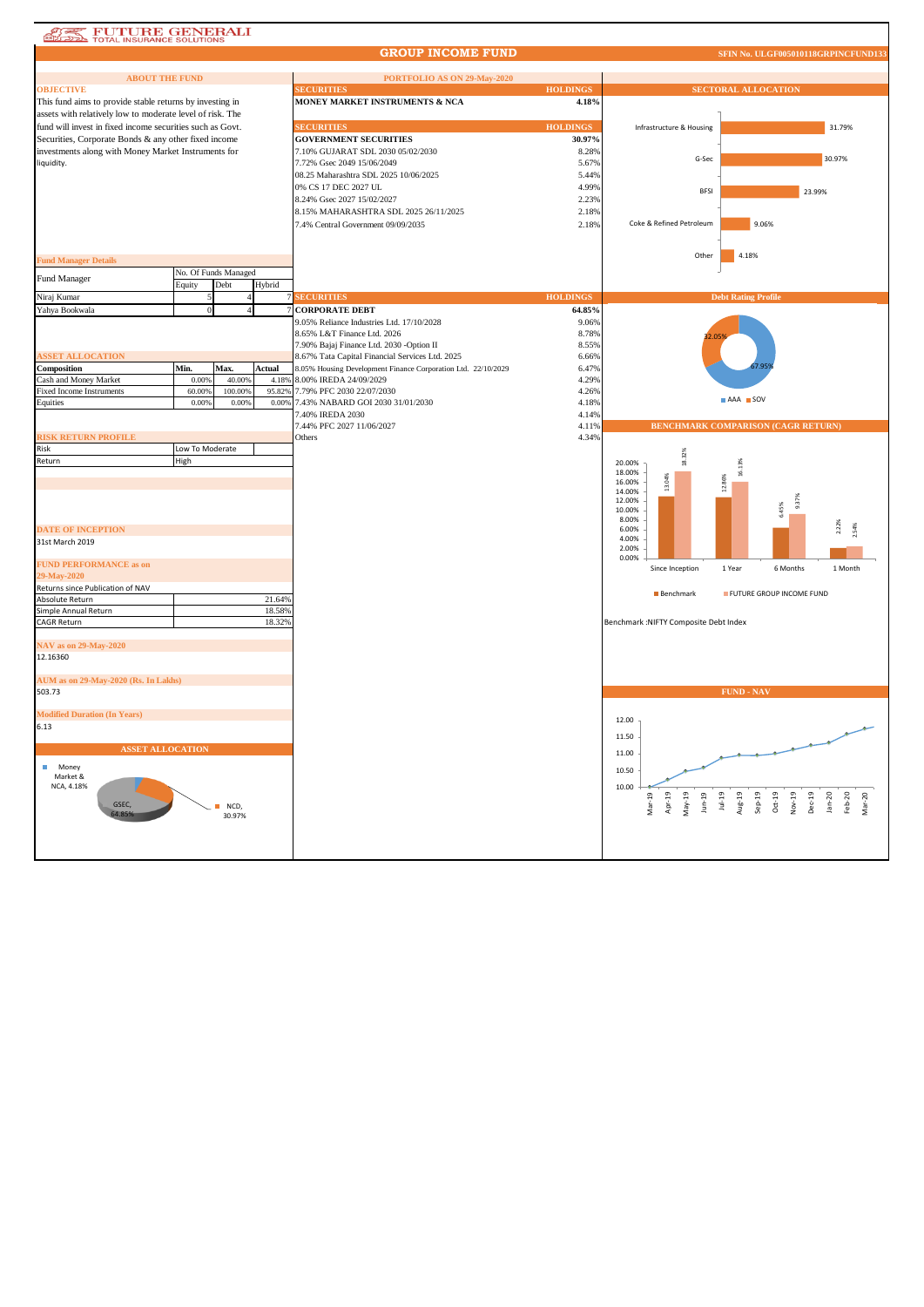# FUTURE GENERALI
TOTAL INSURANCE SOLUTIONS

## GROUP INCOME FUND

SFIN No. ULGF005010118GRPINCFUND133

### ABOUT THE FUND

**OBJECTIVE**

This fund aims to provide stable returns by investing in assets with relatively low to moderate level of risk. The fund will invest in fixed income securities such as Govt. Securities, Corporate Bonds & any other fixed income investments along with Money Market Instruments for liquidity.

**Fund Manager Details**

| Fund Manager | No. Of Funds Managed | | |
|---|---|---|---|
| | Equity | Debt | Hybrid |
| Niraj Kumar | 5 | 4 | 7 |
| Yahya Bookwala | 0 | 4 | 7 |

**ASSET ALLOCATION**

| Composition | Min. | Max. | Actual |
|---|---|---|---|
| Cash and Money Market | 0.00% | 40.00% | 4.18% |
| Fixed Income Instruments | 60.00% | 100.00% | 95.82% |
| Equities | 0.00% | 0.00% | 0.00% |

**RISK RETURN PROFILE**

| Risk | Low To Moderate |
|---|---|
| Return | High |

**DATE OF INCEPTION**

31st March 2019

**FUND PERFORMANCE as on 29-May-2020**

| Returns since Publication of NAV | |
|---|---|
| Absolute Return | 21.64% |
| Simple Annual Return | 18.58% |
| CAGR Return | 18.32% |

**NAV as on 29-May-2020**

12.16360

**AUM as on 29-May-2020 (Rs. In Lakhs)**

503.73

**Modified Duration (In Years)**

6.13

**ASSET ALLOCATION**

Money Market & NCA, 4.18%; GSEC, 64.85%; NCD, 30.97%

### PORTFOLIO AS ON 29-May-2020

| SECURITIES | HOLDINGS |
|---|---|
| **MONEY MARKET INSTRUMENTS & NCA** | **4.18%** |

| SECURITIES | HOLDINGS |
|---|---|
| **GOVERNMENT SECURITIES** | **30.97%** |
| 7.10% GUJARAT SDL 2030 05/02/2030 | 8.28% |
| 7.72% Gsec 2049 15/06/2049 | 5.67% |
| 08.25 Maharashtra SDL 2025 10/06/2025 | 5.44% |
| 0% CS 17 DEC 2027 UL | 4.99% |
| 8.24% Gsec 2027 15/02/2027 | 2.23% |
| 8.15% MAHARASHTRA SDL 2025 26/11/2025 | 2.18% |
| 7.4% Central Government 09/09/2035 | 2.18% |

| SECURITIES | HOLDINGS |
|---|---|
| **CORPORATE DEBT** | **64.85%** |
| 9.05% Reliance Industries Ltd. 17/10/2028 | 9.06% |
| 8.65% L&T Finance Ltd. 2026 | 8.78% |
| 7.90% Bajaj Finance Ltd. 2030 -Option II | 8.55% |
| 8.67% Tata Capital Financial Services Ltd. 2025 | 6.66% |
| 8.05% Housing Development Finance Corporation Ltd. 22/10/2029 | 6.47% |
| 8.00% IREDA 24/09/2029 | 4.29% |
| 7.79% PFC 2030 22/07/2030 | 4.26% |
| 7.43% NABARD GOI 2030 31/01/2030 | 4.18% |
| 7.40% IREDA 2030 | 4.14% |
| 7.44% PFC 2027 11/06/2027 | 4.11% |
| Others | 4.34% |

### SECTORAL ALLOCATION

| Sector | Allocation |
|---|---|
| Infrastructure & Housing | 31.79% |
| G-Sec | 30.97% |
| BFSI | 23.99% |
| Coke & Refined Petroleum | 9.06% |
| Other | 4.18% |

### Debt Rating Profile

AAA: 67.95%; SOV: 32.05%

### BENCHMARK COMPARISON (CAGR RETURN)

| | Benchmark | FUTURE GROUP INCOME FUND |
|---|---|---|
| Since Inception | 13.04% | 18.32% |
| 1 Year | 12.80% | 16.13% |
| 6 Months | 6.45% | 9.37% |
| 1 Month | 2.22% | 2.54% |

Benchmark :NIFTY Composite Debt Index

### FUND - NAV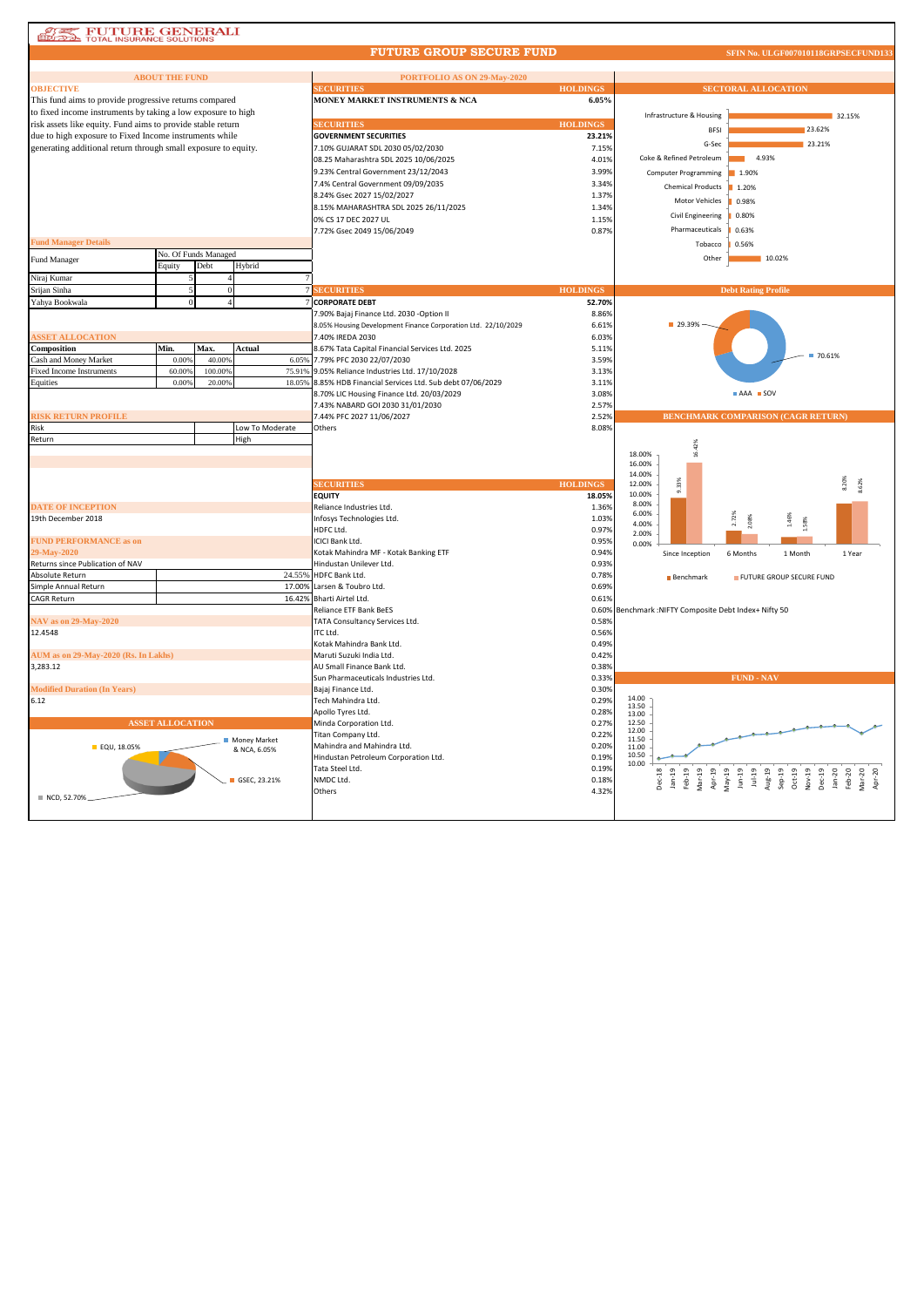# FUTURE GENERALI TOTAL INSURANCE SOLUTIONS

## FUTURE GROUP SECURE FUND

SFIN No. ULGF007010118GRPSECFUND133

### ABOUT THE FUND

**OBJECTIVE**

This fund aims to provide progressive returns compared to fixed income instruments by taking a low exposure to high risk assets like equity. Fund aims to provide stable return due to high exposure to Fixed Income instruments while generating additional return through small exposure to equity.

**Fund Manager Details**

| Fund Manager | No. Of Funds Managed | | |
|---|---|---|---|
| | Equity | Debt | Hybrid |
| Niraj Kumar | 5 | 4 | 7 |
| Srijan Sinha | 5 | 0 | 7 |
| Yahya Bookwala | 0 | 4 | 7 |

**ASSET ALLOCATION**

| Composition | Min. | Max. | Actual |
|---|---|---|---|
| Cash and Money Market | 0.00% | 40.00% | 6.05% |
| Fixed Income Instruments | 60.00% | 100.00% | 75.91% |
| Equities | 0.00% | 20.00% | 18.05% |

**RISK RETURN PROFILE**

| | |
|---|---|
| Risk | Low To Moderate |
| Return | High |

**DATE OF INCEPTION**

19th December 2018

**FUND PERFORMANCE as on 29-May-2020**

| | |
|---|---|
| Returns since Publication of NAV | |
| Absolute Return | 24.55% |
| Simple Annual Return | 17.00% |
| CAGR Return | 16.42% |

**NAV as on 29-May-2020**

12.4548

**AUM as on 29-May-2020 (Rs. In Lakhs)**

3,283.12

**Modified Duration (In Years)**

6.12

**ASSET ALLOCATION**

Money Market & NCA, 6.05%
EQU, 18.05%
GSEC, 23.21%
NCD, 52.70%

### PORTFOLIO AS ON 29-May-2020

| SECURITIES | HOLDINGS |
|---|---|
| **MONEY MARKET INSTRUMENTS & NCA** | **6.05%** |

| SECURITIES | HOLDINGS |
|---|---|
| **GOVERNMENT SECURITIES** | **23.21%** |
| 7.10% GUJARAT SDL 2030 05/02/2030 | 7.15% |
| 08.25 Maharashtra SDL 2025 10/06/2025 | 4.01% |
| 9.23% Central Government 23/12/2043 | 3.99% |
| 7.4% Central Government 09/09/2035 | 3.34% |
| 8.24% Gsec 2027 15/02/2027 | 1.37% |
| 8.15% MAHARASHTRA SDL 2025 26/11/2025 | 1.34% |
| 0% CS 17 DEC 2027 UL | 1.15% |
| 7.72% Gsec 2049 15/06/2049 | 0.87% |

| SECURITIES | HOLDINGS |
|---|---|
| **CORPORATE DEBT** | **52.70%** |
| 7.90% Bajaj Finance Ltd. 2030 -Option II | 8.86% |
| 8.05% Housing Development Finance Corporation Ltd. 22/10/2029 | 6.61% |
| 7.40% IREDA 2030 | 6.03% |
| 8.67% Tata Capital Financial Services Ltd. 2025 | 5.11% |
| 7.79% PFC 2030 22/07/2030 | 3.59% |
| 9.05% Reliance Industries Ltd. 17/10/2028 | 3.13% |
| 8.85% HDB Financial Services Ltd. Sub debt 07/06/2029 | 3.11% |
| 8.70% LIC Housing Finance Ltd. 20/03/2029 | 3.08% |
| 7.43% NABARD GOI 2030 31/01/2030 | 2.57% |
| 7.44% PFC 2027 11/06/2027 | 2.52% |
| Others | 8.08% |

| SECURITIES | HOLDINGS |
|---|---|
| **EQUITY** | **18.05%** |
| Reliance Industries Ltd. | 1.36% |
| Infosys Technologies Ltd. | 1.03% |
| HDFC Ltd. | 0.97% |
| ICICI Bank Ltd. | 0.95% |
| Kotak Mahindra MF - Kotak Banking ETF | 0.94% |
| Hindustan Unilever Ltd. | 0.93% |
| HDFC Bank Ltd. | 0.78% |
| Larsen & Toubro Ltd. | 0.69% |
| Bharti Airtel Ltd. | 0.61% |
| Reliance ETF Bank BeES | 0.60% |
| TATA Consultancy Services Ltd. | 0.58% |
| ITC Ltd. | 0.56% |
| Kotak Mahindra Bank Ltd. | 0.49% |
| Maruti Suzuki India Ltd. | 0.42% |
| AU Small Finance Bank Ltd. | 0.38% |
| Sun Pharmaceuticals Industries Ltd. | 0.33% |
| Bajaj Finance Ltd. | 0.30% |
| Tech Mahindra Ltd. | 0.29% |
| Apollo Tyres Ltd. | 0.28% |
| Minda Corporation Ltd. | 0.27% |
| Titan Company Ltd. | 0.22% |
| Mahindra and Mahindra Ltd. | 0.20% |
| Hindustan Petroleum Corporation Ltd. | 0.19% |
| Tata Steel Ltd. | 0.19% |
| NMDC Ltd. | 0.18% |
| Others | 4.32% |

### SECTORAL ALLOCATION

Infrastructure & Housing 32.15%
BFSI 23.62%
G-Sec 23.21%
Coke & Refined Petroleum 4.93%
Computer Programming 1.90%
Chemical Products 1.20%
Motor Vehicles 0.98%
Civil Engineering 0.80%
Pharmaceuticals 0.63%
Tobacco 0.56%
Other 10.02%

### Debt Rating Profile

29.39%
70.61%
AAA SOV

### BENCHMARK COMPARISON (CAGR RETURN)

18.00% 16.00% 14.00% 12.00% 10.00% 8.00% 6.00% 4.00% 2.00% 0.00%
9.33% 16.42% 2.72% 2.08% 1.49% 1.58% 8.20% 8.62%
Since Inception 6 Months 1 Month 1 Year
Benchmark FUTURE GROUP SECURE FUND

Benchmark :NIFTY Composite Debt Index+ Nifty 50

### FUND - NAV

14.00 13.50 13.00 12.50 12.00 11.50 11.00 10.50 10.00
Dec-18 Jan-19 Feb-19 Mar-19 Apr-19 May-19 Jun-19 Jul-19 Aug-19 Sep-19 Oct-19 Nov-19 Dec-19 Jan-20 Feb-20 Mar-20 Apr-20